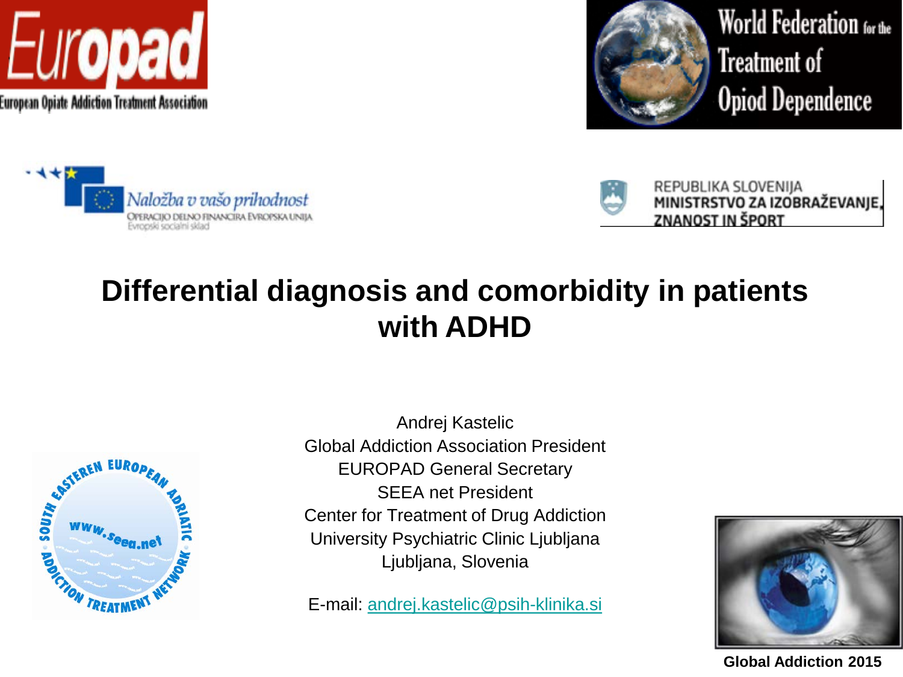# Differential diagnosis and comorbidity in patients with ADHD

Andrej Kastelic
Global Addiction Association President
EUROPAD General Secretary
SEEA net President
Center for Treatment of Drug Addiction
University Psychiatric Clinic Ljubljana
Ljubljana, Slovenia

E-mail: andrej.kastelic@psih-klinika.si

Global Addiction 2015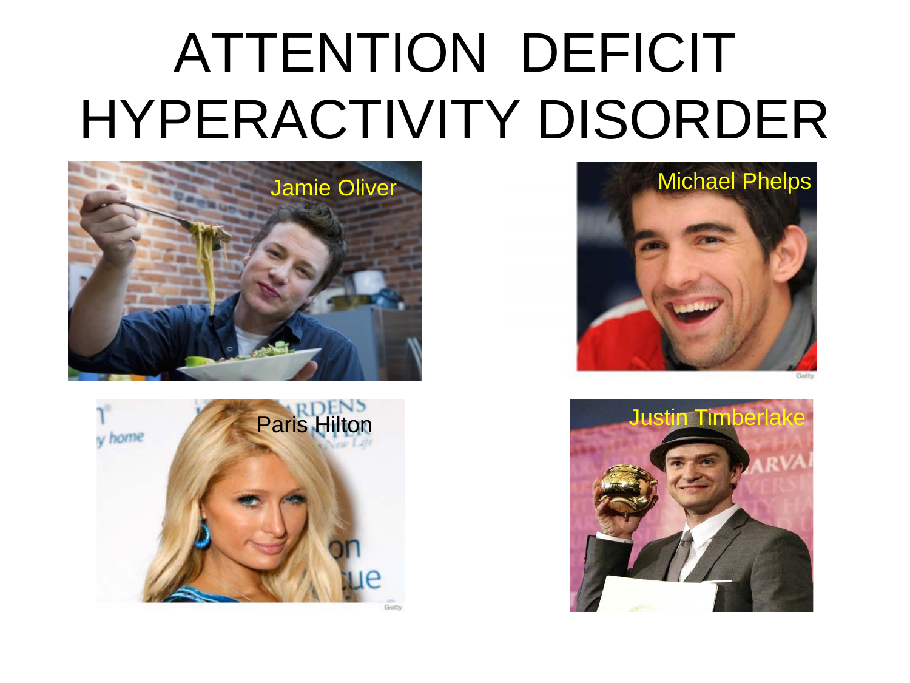# ATTENTION DEFICIT HYPERACTIVITY DISORDER

Jamie Oliver

Michael Phelps

Paris Hilton

Justin Timberlake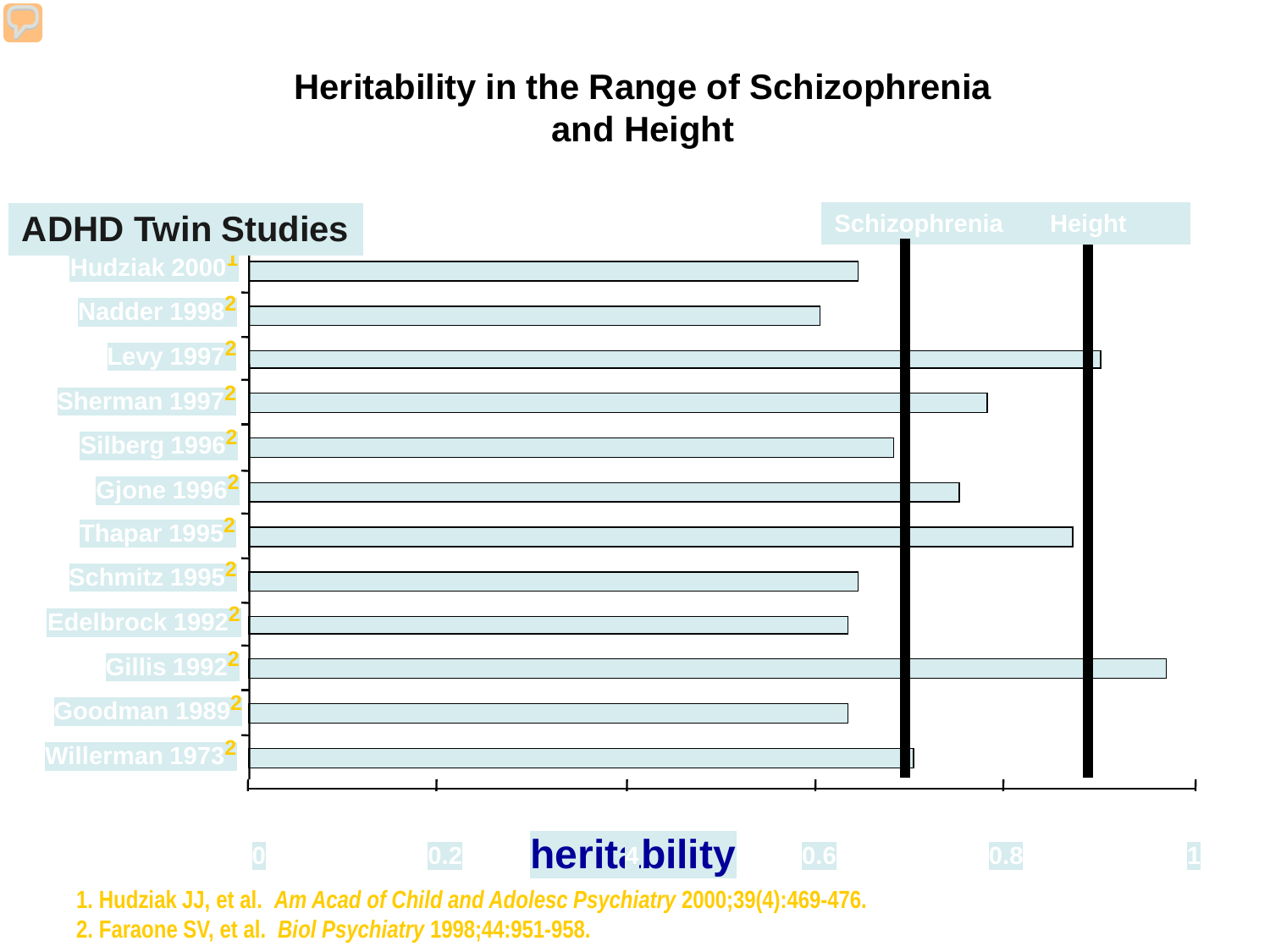# Heritability in the Range of Schizophrenia and Height

## ADHD Twin Studies

Schizophrenia Height

Hudziak 2000[1]

Nadder 1998[2]

Levy 1997[2]

Sherman 1997[2]

Silberg 1996[2]

Gjone 1996[2]

Thapar 1995[2]

Schmitz 1995[2]

Edelbrock 1992[2]

Gillis 1992[2]

Goodman 1989[2]

Willerman 1973[2]

0 0.2 0.4 0.6 0.8 1

heritability

1. Hudziak JJ, et al. *Am Acad of Child and Adolesc Psychiatry* 2000;39(4):469-476.
2. Faraone SV, et al. *Biol Psychiatry* 1998;44:951-958.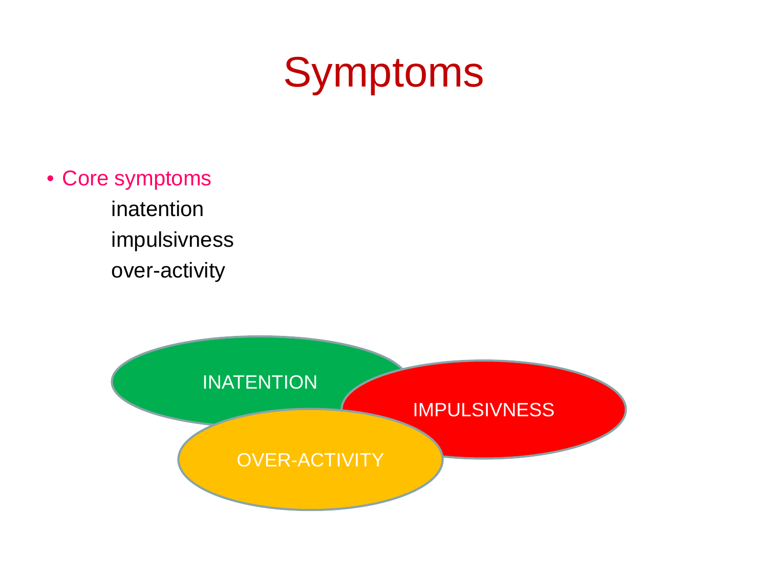# Symptoms

- Core symptoms
  - inatention
  - impulsivness
  - over-activity

INATENTION

IMPULSIVNESS

OVER-ACTIVITY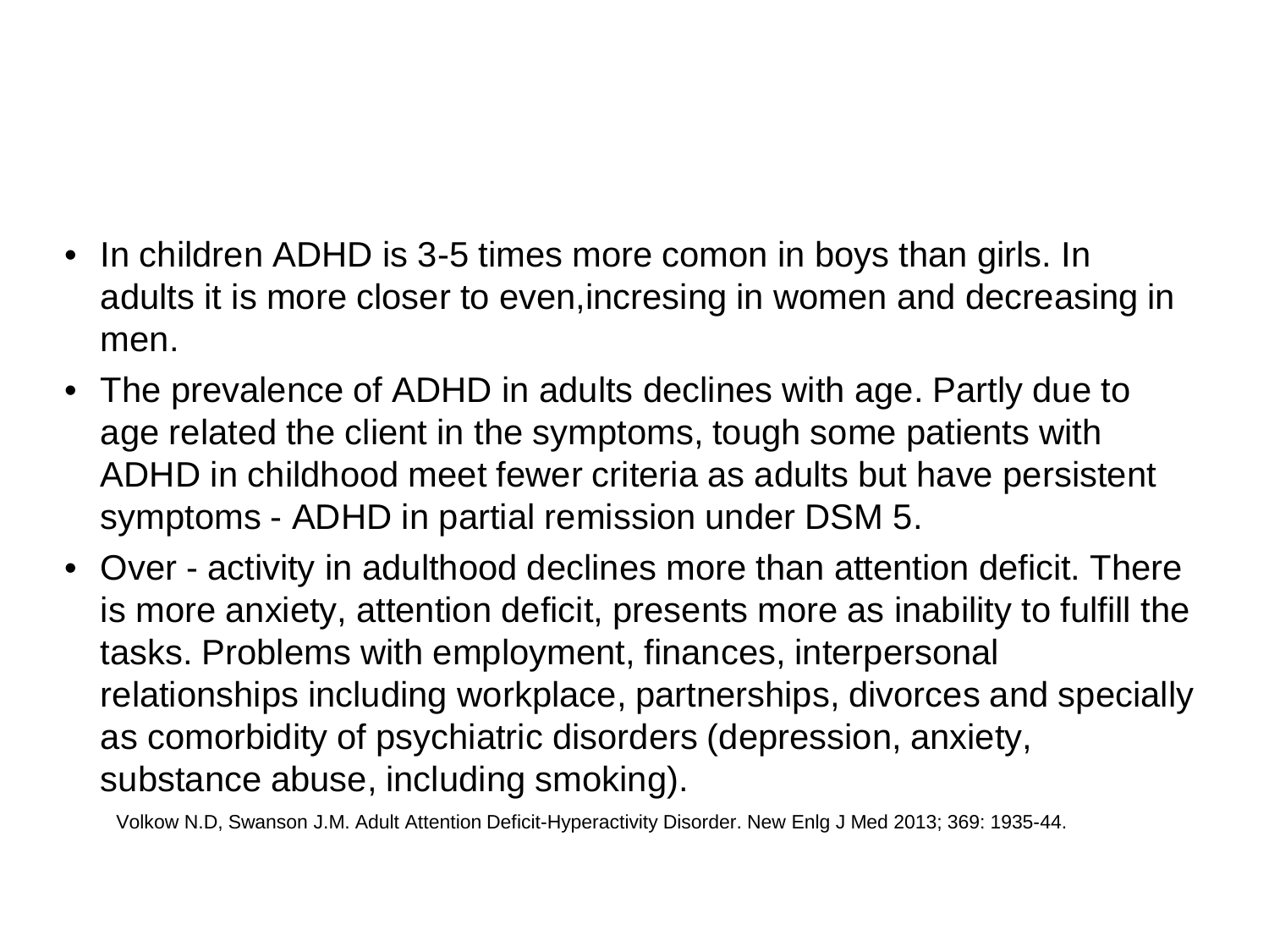- In children ADHD is 3-5 times more comon in boys than girls. In adults it is more closer to even,incresing in women and decreasing in men.
- The prevalence of ADHD in adults declines with age. Partly due to age related the client in the symptoms, tough some patients with ADHD in childhood meet fewer criteria as adults but have persistent symptoms - ADHD in partial remission under DSM 5.
- Over - activity in adulthood declines more than attention deficit. There is more anxiety, attention deficit, presents more as inability to fulfill the tasks. Problems with employment, finances, interpersonal relationships including workplace, partnerships, divorces and specially as comorbidity of psychiatric disorders (depression, anxiety, substance abuse, including smoking).

Volkow N.D, Swanson J.M. Adult Attention Deficit-Hyperactivity Disorder. New Enlg J Med 2013; 369: 1935-44.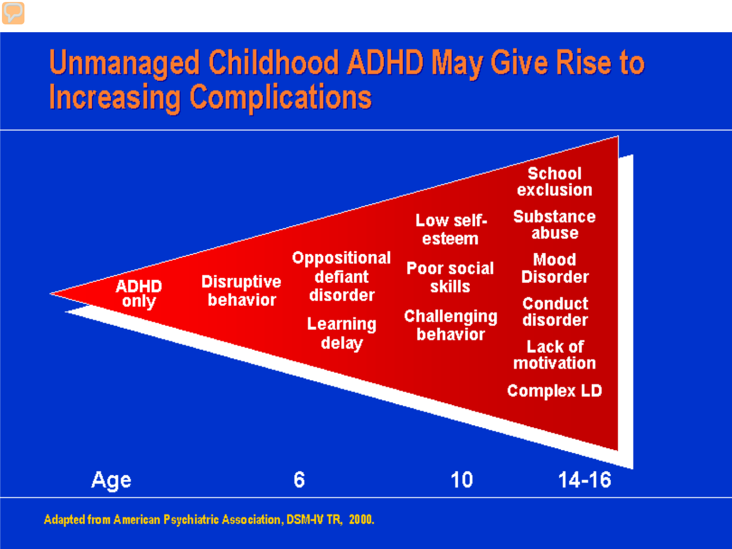# Unmanaged Childhood ADHD May Give Rise to Increasing Complications

| Age | | 6 | 10 | 14-16 |
|---|---|---|---|---|
| ADHD only | Disruptive behavior | Oppositional defiant disorder | Low self-esteem | School exclusion |
| | | Learning delay | Poor social skills | Substance abuse |
| | | | Challenging behavior | Mood Disorder |
| | | | | Conduct disorder |
| | | | | Lack of motivation |
| | | | | Complex LD |

Adapted from American Psychiatric Association, DSM-IV TR, 2000.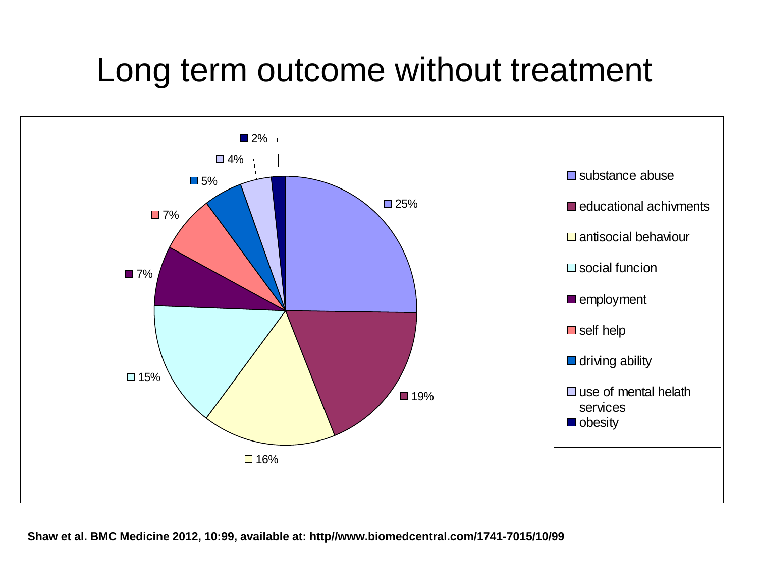# Long term outcome without treatment

| Outcome | Percentage |
| --- | --- |
| substance abuse | 25% |
| educational achivments | 19% |
| antisocial behaviour | 16% |
| social funcion | 15% |
| employment | 7% |
| self help | 7% |
| driving ability | 5% |
| use of mental helath services | 4% |
| obesity | 2% |

**Shaw et al. BMC Medicine 2012, 10:99, available at: http//www.biomedcentral.com/1741-7015/10/99**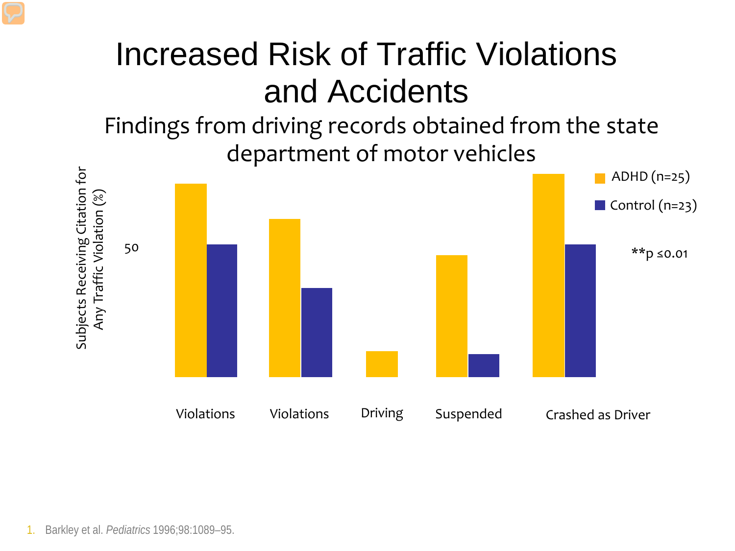# Increased Risk of Traffic Violations and Accidents

## Findings from driving records obtained from the state department of motor vehicles

Subjects Receiving Citation for Any Traffic Violation (%)

50

ADHD (n=25)

Control (n=23)

**p ≤0.01

Violations

Violations

Driving

Suspended

Crashed as Driver

1. Barkley et al. *Pediatrics* 1996;98:1089–95.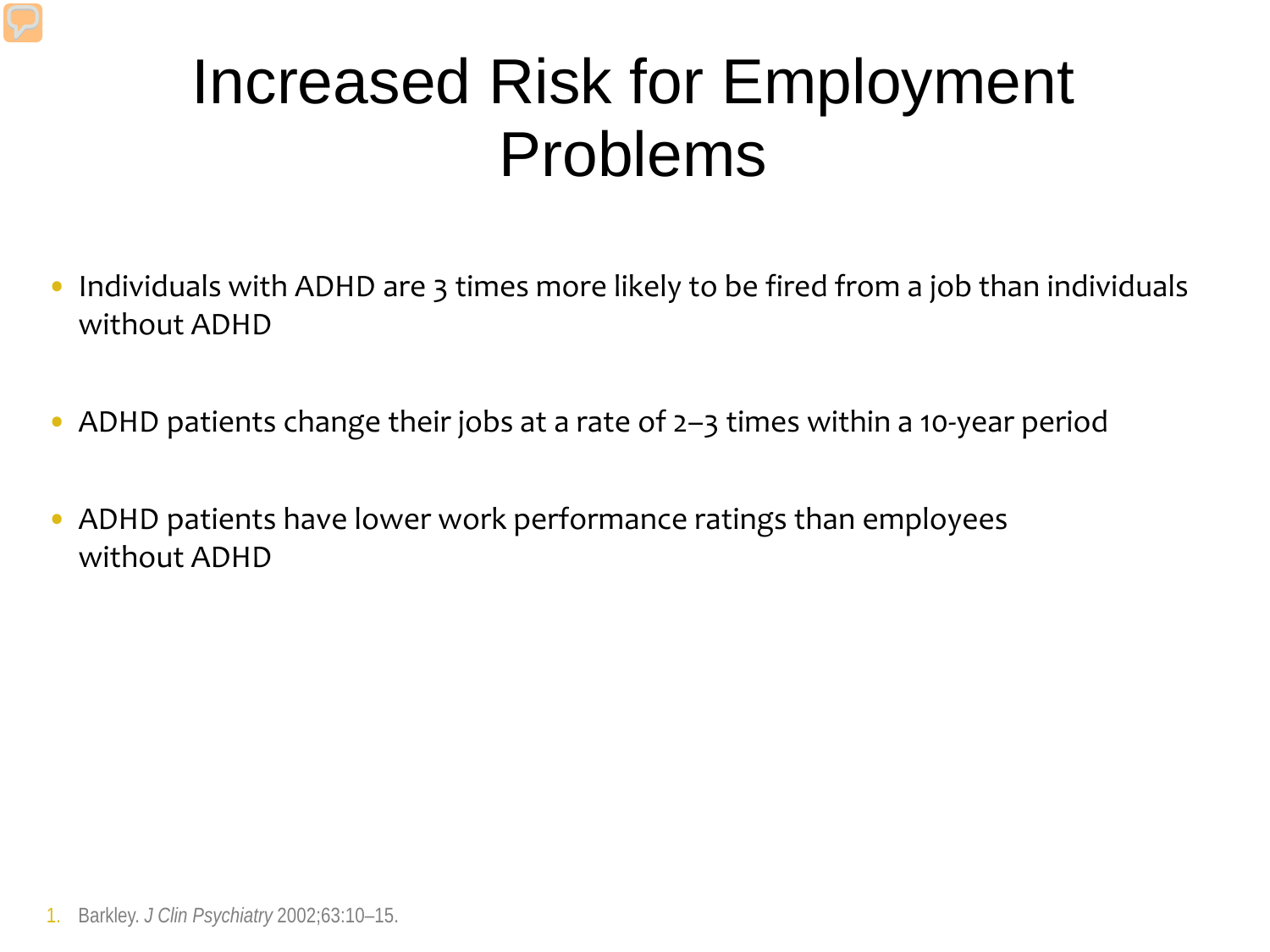# Increased Risk for Employment Problems

- Individuals with ADHD are 3 times more likely to be fired from a job than individuals without ADHD
- ADHD patients change their jobs at a rate of 2–3 times within a 10-year period
- ADHD patients have lower work performance ratings than employees without ADHD

1. Barkley. *J Clin Psychiatry* 2002;63:10–15.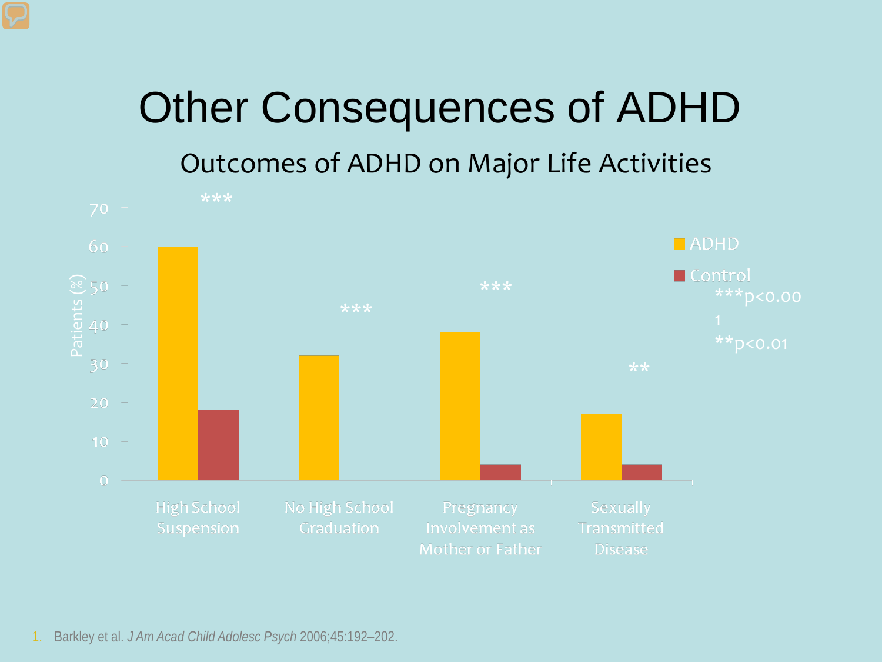# Other Consequences of ADHD

## Outcomes of ADHD on Major Life Activities

| | ADHD | Control |
|---|---|---|
| High School Suspension*** | 60 | 18 |
| No High School Graduation*** | 32 | 0 |
| Pregnancy Involvement as Mother or Father*** | 38 | 4 |
| Sexually Transmitted Disease** | 17 | 4 |

Patients (%)

***$p<0.001$
**$p<0.01$

1. Barkley et al. *J Am Acad Child Adolesc Psych* 2006;45:192–202.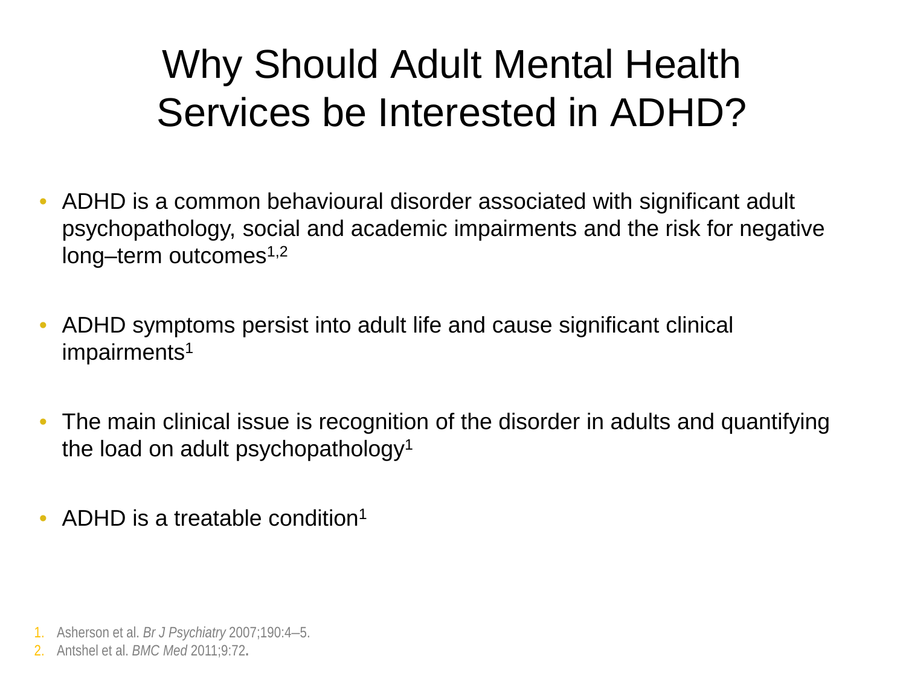# Why Should Adult Mental Health Services be Interested in ADHD?

- ADHD is a common behavioural disorder associated with significant adult psychopathology, social and academic impairments and the risk for negative long–term outcomes[1,2]

- ADHD symptoms persist into adult life and cause significant clinical impairments[1]

- The main clinical issue is recognition of the disorder in adults and quantifying the load on adult psychopathology[1]

- ADHD is a treatable condition[1]

1. Asherson et al. *Br J Psychiatry* 2007;190:4–5.
2. Antshel et al. *BMC Med* 2011;9:72.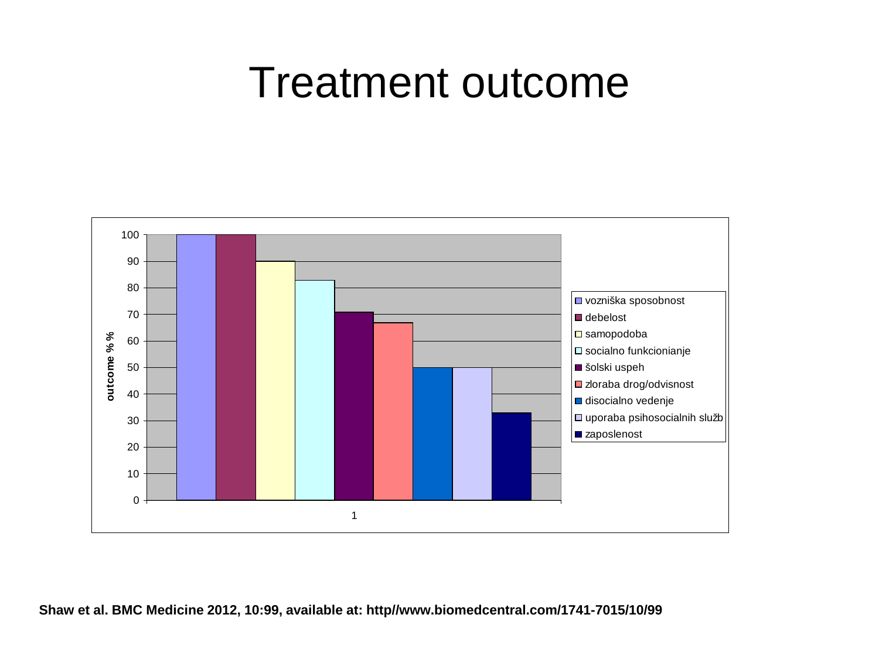# Treatment outcome

| | outcome % % |
|---|---|
| vozniška sposobnost | 100 |
| debelost | 100 |
| samopodoba | 90 |
| socialno funkcionianje | 83 |
| šolski uspeh | 71 |
| zloraba drog/odvisnost | 67 |
| disocialno vedenje | 50 |
| uporaba psihosocialnih služb | 50 |
| zaposlenost | 33 |

**Shaw et al. BMC Medicine 2012, 10:99, available at: http//www.biomedcentral.com/1741-7015/10/99**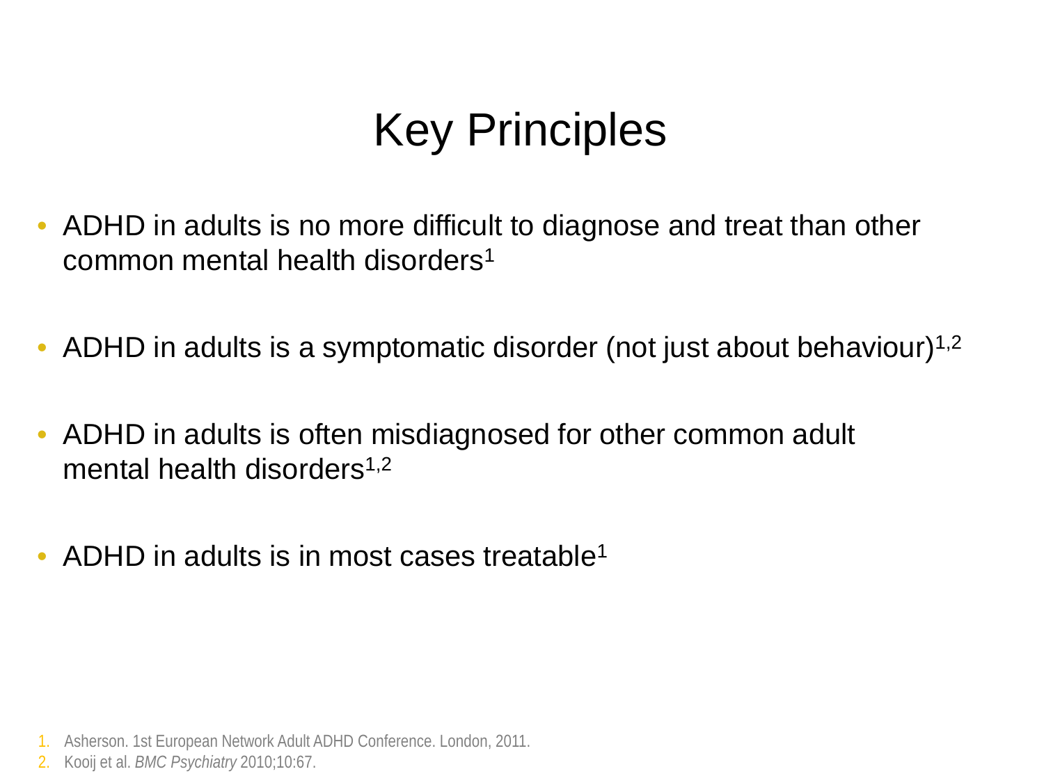# Key Principles

- ADHD in adults is no more difficult to diagnose and treat than other common mental health disorders[1]
- ADHD in adults is a symptomatic disorder (not just about behaviour)[1,2]
- ADHD in adults is often misdiagnosed for other common adult mental health disorders[1,2]
- ADHD in adults is in most cases treatable[1]

1. Asherson. 1st European Network Adult ADHD Conference. London, 2011.
2. Kooij et al. *BMC Psychiatry* 2010;10:67.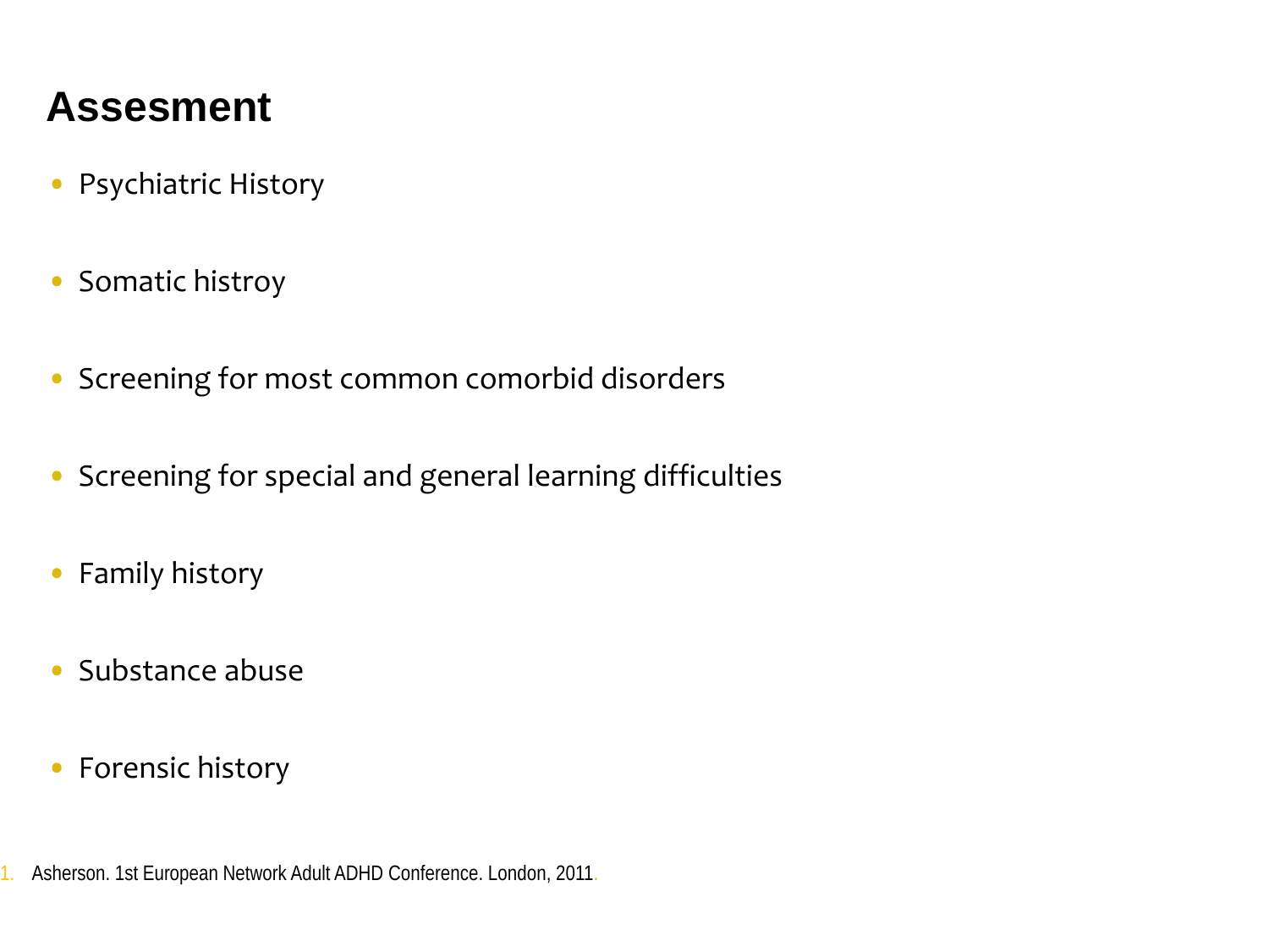# Assesment

- Psychiatric History
- Somatic histroy
- Screening for most common comorbid disorders
- Screening for special and general learning difficulties
- Family history
- Substance abuse
- Forensic history

1. Asherson. 1st European Network Adult ADHD Conference. London, 2011.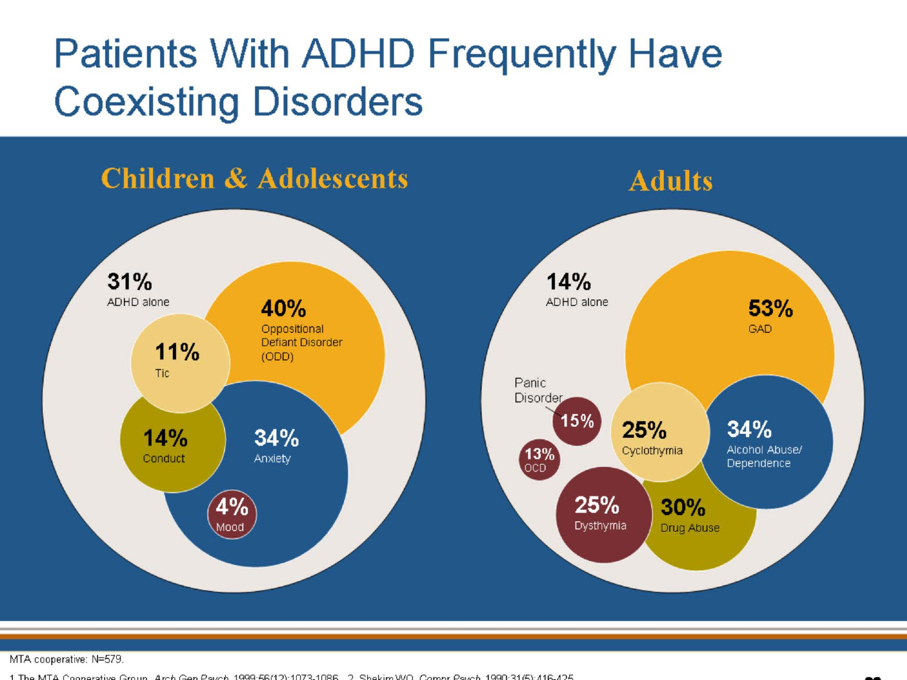# Patients With ADHD Frequently Have Coexisting Disorders

## Children & Adolescents

31% ADHD alone

40% Oppositional Defiant Disorder (ODD)

11% Tic

14% Conduct

34% Anxiety

4% Mood

## Adults

14% ADHD alone

53% GAD

Panic Disorder 15%

13% OCD

25% Cyclothymia

34% Alcohol Abuse/ Dependence

25% Dysthymia

30% Drug Abuse

MTA cooperative: N=579.

1 The MTA Cooperative Group. *Arch Gen Psych*. 1999;56(12):1073-1086. 2. Shekim WO. *Compr Psych*. 1990;31(5):416-425.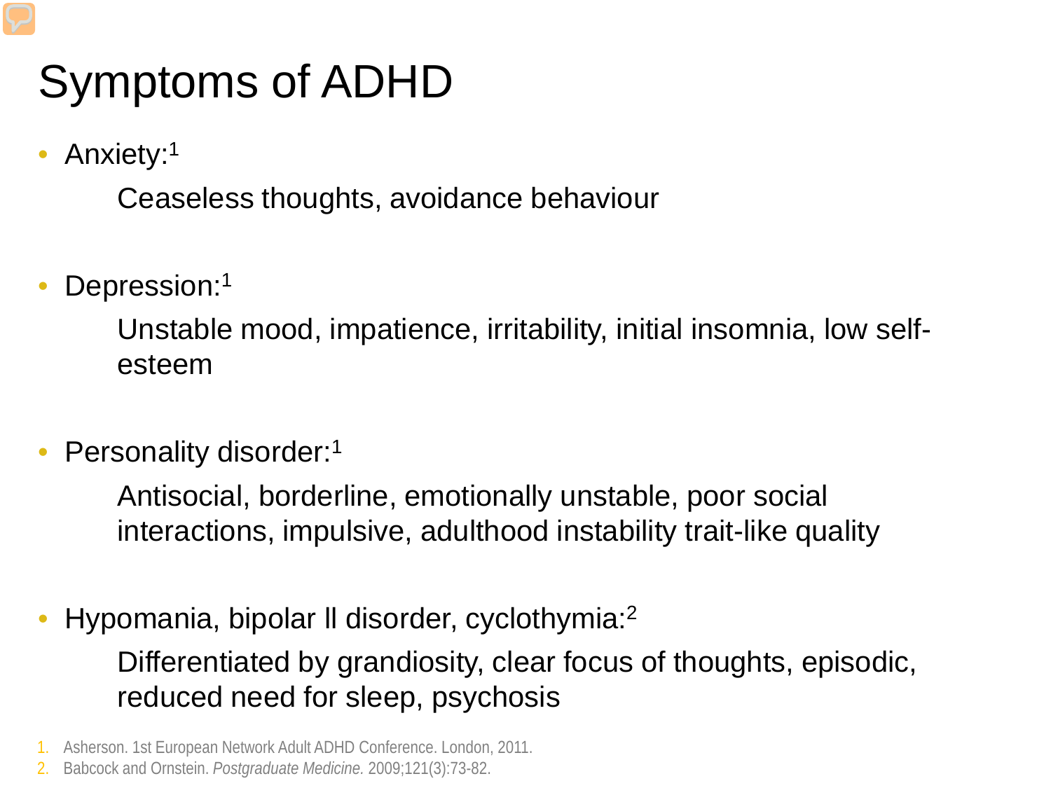# Symptoms of ADHD

- Anxiety:[1]

  Ceaseless thoughts, avoidance behaviour

- Depression:[1]

  Unstable mood, impatience, irritability, initial insomnia, low self-esteem

- Personality disorder:[1]

  Antisocial, borderline, emotionally unstable, poor social interactions, impulsive, adulthood instability trait-like quality

- Hypomania, bipolar II disorder, cyclothymia:[2]

  Differentiated by grandiosity, clear focus of thoughts, episodic, reduced need for sleep, psychosis

1. Asherson. 1st European Network Adult ADHD Conference. London, 2011.
2. Babcock and Ornstein. *Postgraduate Medicine.* 2009;121(3):73-82.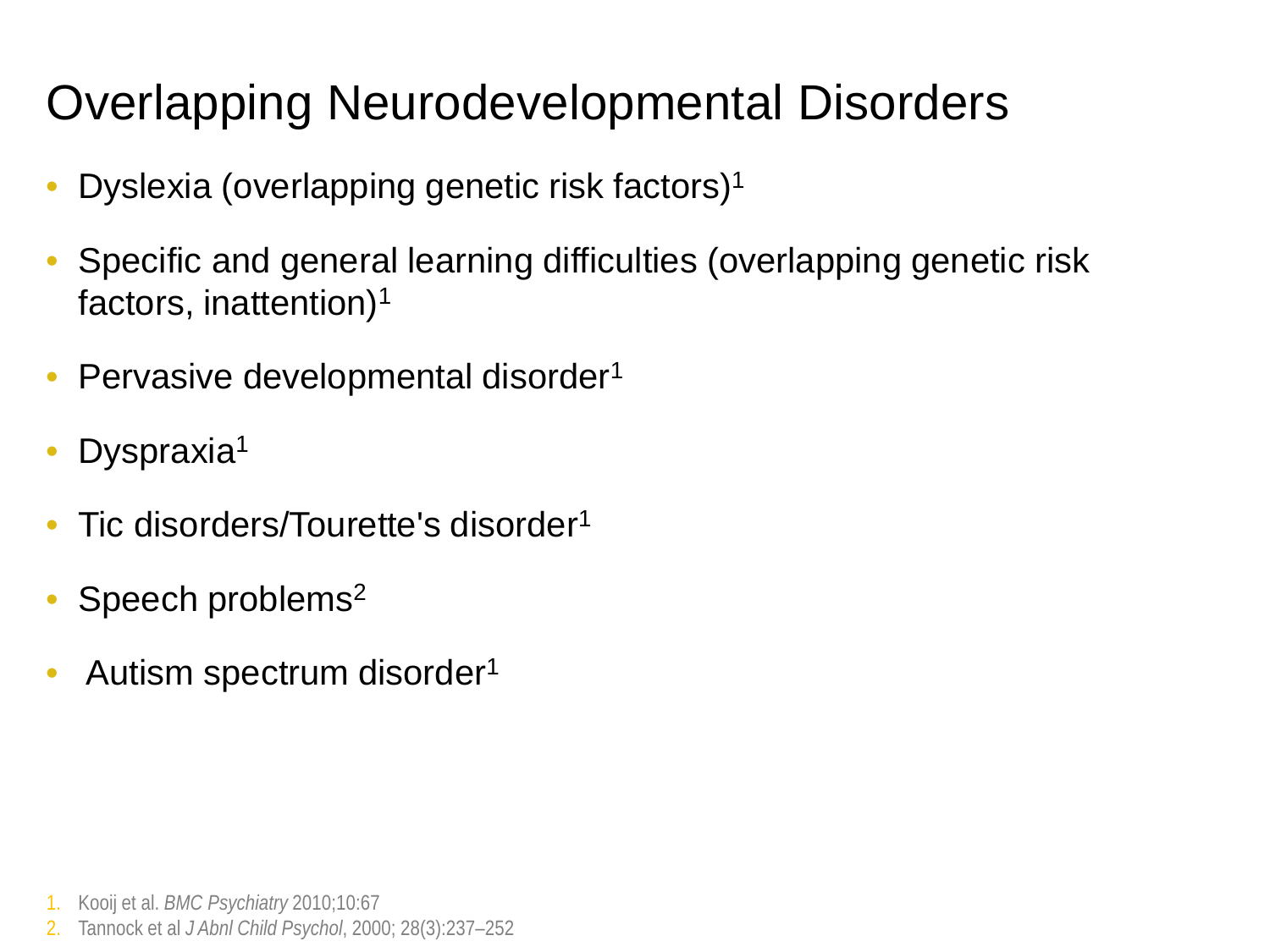# Overlapping Neurodevelopmental Disorders

- Dyslexia (overlapping genetic risk factors)[1]
- Specific and general learning difficulties (overlapping genetic risk factors, inattention)[1]
- Pervasive developmental disorder[1]
- Dyspraxia[1]
- Tic disorders/Tourette's disorder[1]
- Speech problems[2]
- Autism spectrum disorder[1]

1. Kooij et al. *BMC Psychiatry* 2010;10:67
2. Tannock et al *J Abnl Child Psychol*, 2000; 28(3):237–252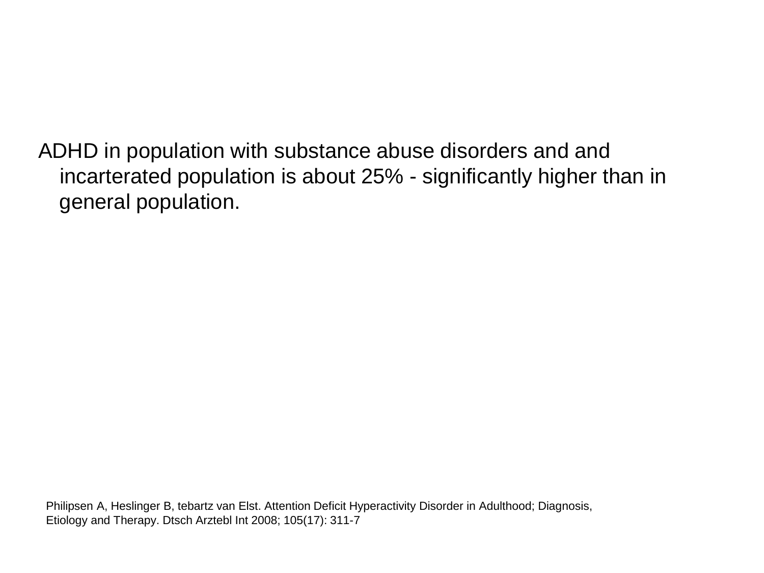ADHD in population with substance abuse disorders and and incarterated population is about 25% - significantly higher than in general population.

Philipsen A, Heslinger B, tebartz van Elst. Attention Deficit Hyperactivity Disorder in Adulthood; Diagnosis, Etiology and Therapy. Dtsch Arztebl Int 2008; 105(17): 311-7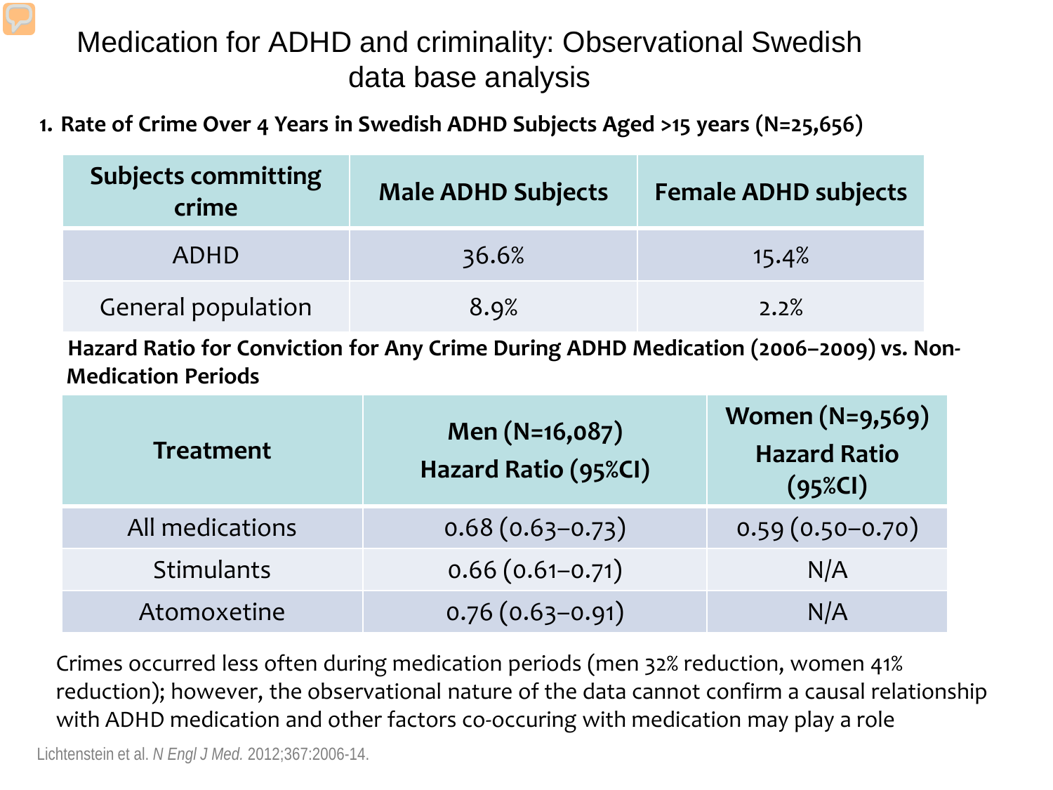# Medication for ADHD and criminality: Observational Swedish data base analysis

**1. Rate of Crime Over 4 Years in Swedish ADHD Subjects Aged >15 years (N=25,656)**

| Subjects committing crime | Male ADHD Subjects | Female ADHD subjects |
|---|---|---|
| ADHD | 36.6% | 15.4% |
| General population | 8.9% | 2.2% |

**Hazard Ratio for Conviction for Any Crime During ADHD Medication (2006–2009) vs. Non-Medication Periods**

| Treatment | Men (N=16,087) Hazard Ratio (95%CI) | Women (N=9,569) Hazard Ratio (95%CI) |
|---|---|---|
| All medications | 0.68 (0.63–0.73) | 0.59 (0.50–0.70) |
| Stimulants | 0.66 (0.61–0.71) | N/A |
| Atomoxetine | 0.76 (0.63–0.91) | N/A |

Crimes occurred less often during medication periods (men 32% reduction, women 41% reduction); however, the observational nature of the data cannot confirm a causal relationship with ADHD medication and other factors co-occuring with medication may play a role

Lichtenstein et al. *N Engl J Med.* 2012;367:2006-14.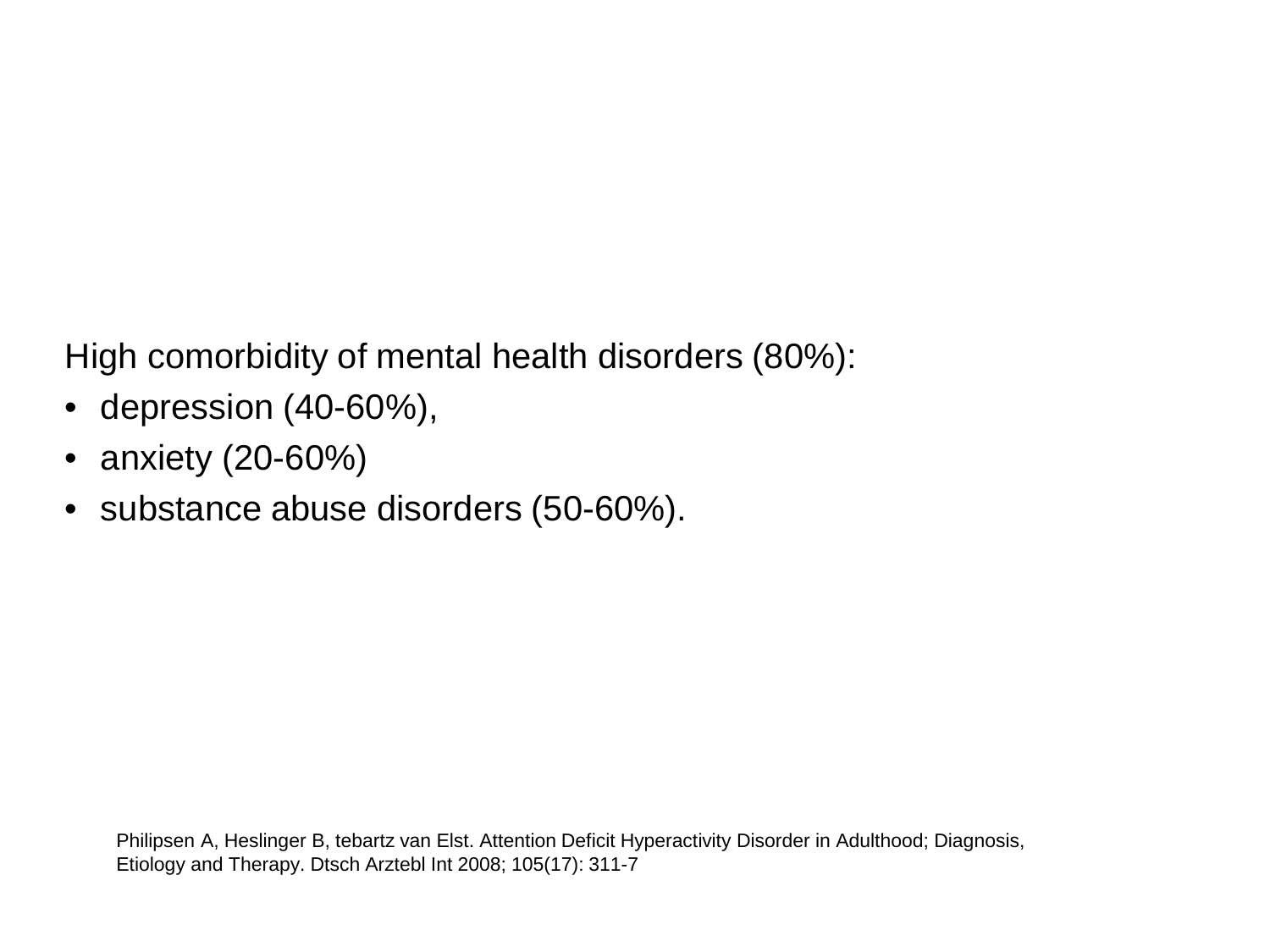High comorbidity of mental health disorders (80%):

- depression (40-60%),
- anxiety (20-60%)
- substance abuse disorders (50-60%).

Philipsen A, Heslinger B, tebartz van Elst. Attention Deficit Hyperactivity Disorder in Adulthood; Diagnosis, Etiology and Therapy. Dtsch Arztebl Int 2008; 105(17): 311-7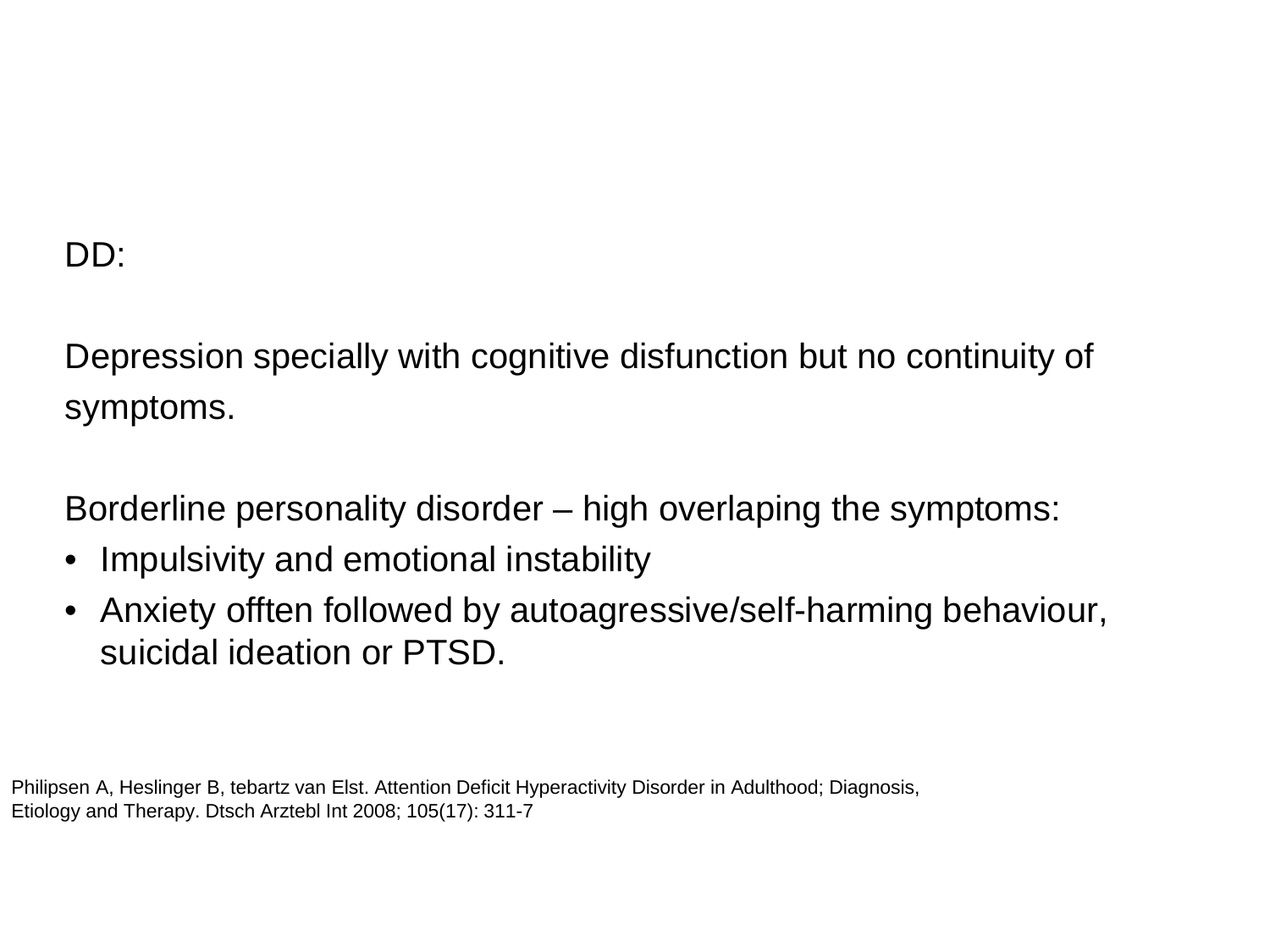DD:

Depression specially with cognitive disfunction but no continuity of symptoms.

Borderline personality disorder – high overlaping the symptoms:

- Impulsivity and emotional instability
- Anxiety offten followed by autoagressive/self-harming behaviour, suicidal ideation or PTSD.

Philipsen A, Heslinger B, tebartz van Elst. Attention Deficit Hyperactivity Disorder in Adulthood; Diagnosis, Etiology and Therapy. Dtsch Arztebl Int 2008; 105(17): 311-7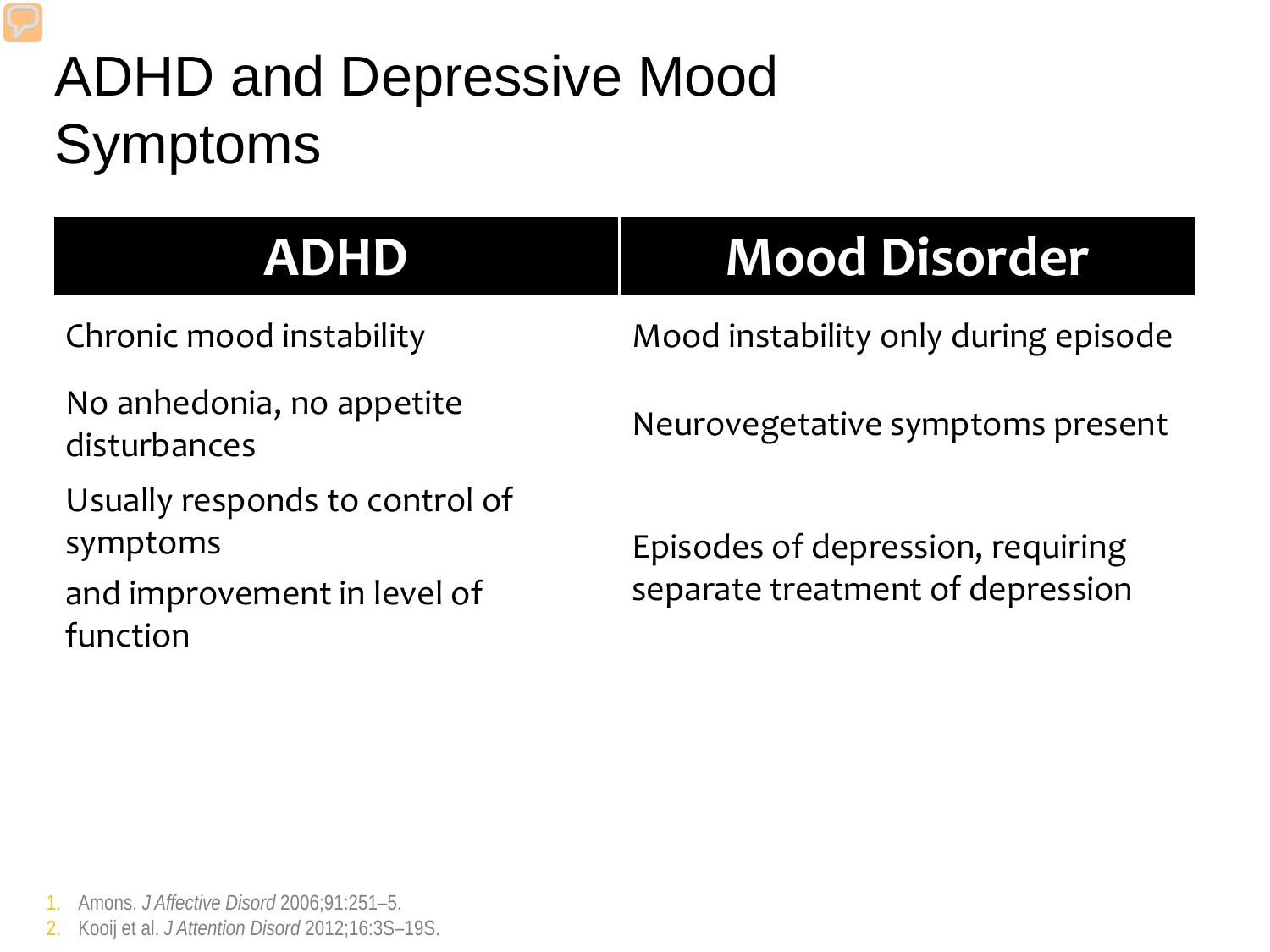# ADHD and Depressive Mood Symptoms

| ADHD | Mood Disorder |
| --- | --- |
| Chronic mood instability | Mood instability only during episode |
| No anhedonia, no appetite disturbances | Neurovegetative symptoms present |
| Usually responds to control of symptoms and improvement in level of function | Episodes of depression, requiring separate treatment of depression |

1. Amons. *J Affective Disord* 2006;91:251–5.
2. Kooij et al. *J Attention Disord* 2012;16:3S–19S.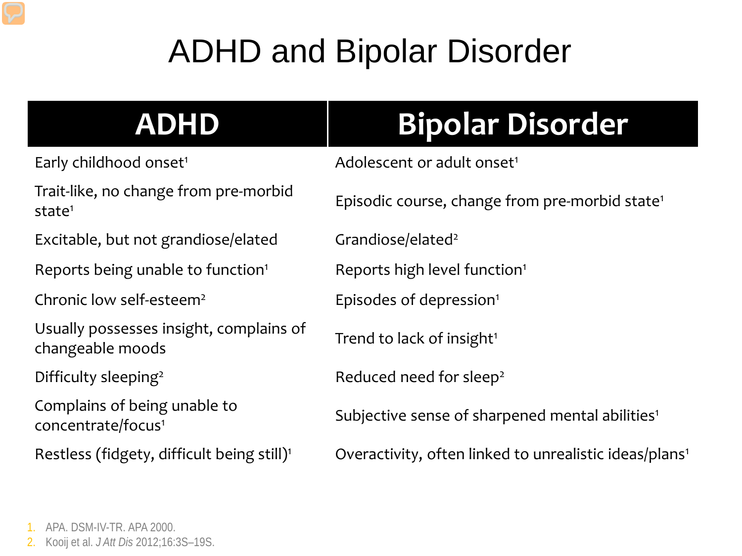# ADHD and Bipolar Disorder

| ADHD | Bipolar Disorder |
|---|---|
| Early childhood onset[1] | Adolescent or adult onset[1] |
| Trait-like, no change from pre-morbid state[1] | Episodic course, change from pre-morbid state[1] |
| Excitable, but not grandiose/elated | Grandiose/elated[2] |
| Reports being unable to function[1] | Reports high level function[1] |
| Chronic low self-esteem[2] | Episodes of depression[1] |
| Usually possesses insight, complains of changeable moods | Trend to lack of insight[1] |
| Difficulty sleeping[2] | Reduced need for sleep[2] |
| Complains of being unable to concentrate/focus[1] | Subjective sense of sharpened mental abilities[1] |
| Restless (fidgety, difficult being still)[1] | Overactivity, often linked to unrealistic ideas/plans[1] |

1. APA. DSM-IV-TR. APA 2000.
2. Kooij et al. *J Att Dis* 2012;16:3S–19S.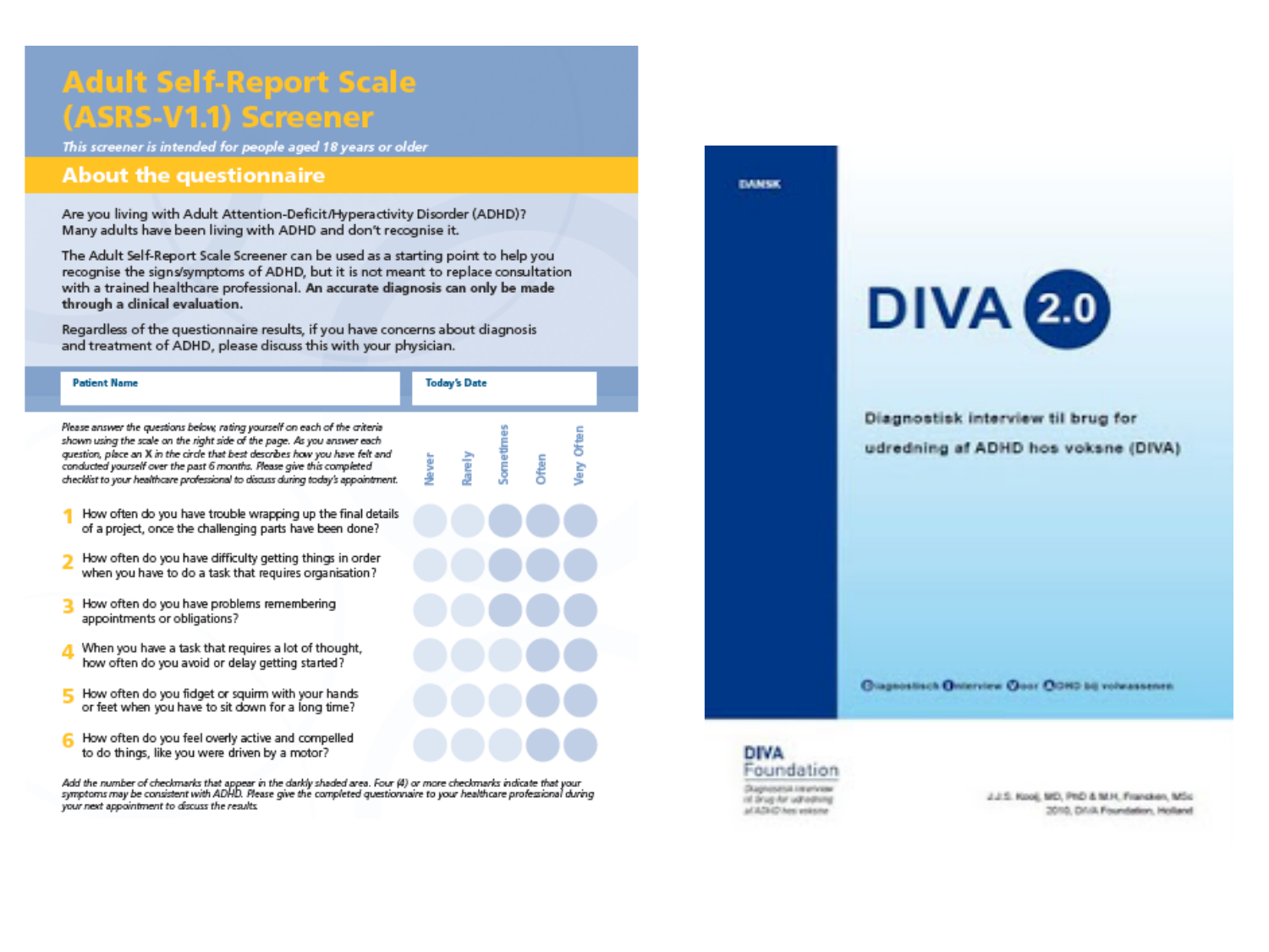# Adult Self-Report Scale (ASRS-V1.1) Screener

*This screener is intended for people aged 18 years or older*

## About the questionnaire

Are you living with Adult Attention-Deficit/Hyperactivity Disorder (ADHD)? Many adults have been living with ADHD and don't recognise it.

The Adult Self-Report Scale Screener can be used as a starting point to help you recognise the signs/symptoms of ADHD, but it is not meant to replace consultation with a trained healthcare professional. **An accurate diagnosis can only be made through a clinical evaluation.**

Regardless of the questionnaire results, if you have concerns about diagnosis and treatment of ADHD, please discuss this with your physician.

| Patient Name | Today's Date |
|---|---|
| | |

*Please answer the questions below, rating yourself on each of the criteria shown using the scale on the right side of the page. As you answer each question, place an X in the circle that best describes how you have felt and conducted yourself over the past 6 months. Please give this completed checklist to your healthcare professional to discuss during today's appointment.*

| | Question | Never | Rarely | Sometimes | Often | Very Often |
|---|---|---|---|---|---|---|
| 1 | How often do you have trouble wrapping up the final details of a project, once the challenging parts have been done? | | | | | |
| 2 | How often do you have difficulty getting things in order when you have to do a task that requires organisation? | | | | | |
| 3 | How often do you have problems remembering appointments or obligations? | | | | | |
| 4 | When you have a task that requires a lot of thought, how often do you avoid or delay getting started? | | | | | |
| 5 | How often do you fidget or squirm with your hands or feet when you have to sit down for a long time? | | | | | |
| 6 | How often do you feel overly active and compelled to do things, like you were driven by a motor? | | | | | |

*Add the number of checkmarks that appear in the darkly shaded area. Four (4) or more checkmarks indicate that your symptoms may be consistent with ADHD. Please give the completed questionnaire to your healthcare professional during your next appointment to discuss the results.*

DANSK

# DIVA 2.0

Diagnostisk interview til brug for udredning af ADHD hos voksne (DIVA)

Diagnostisch Interview Voor ADHD bij volwassenen

DIVA Foundation

Diagnostisk interview til brug for udredning af ADHD hos voksne

J.J.S. Kooij, MD, PhD & M.H. Francken, MSc
2010, DIVA Foundation, Holland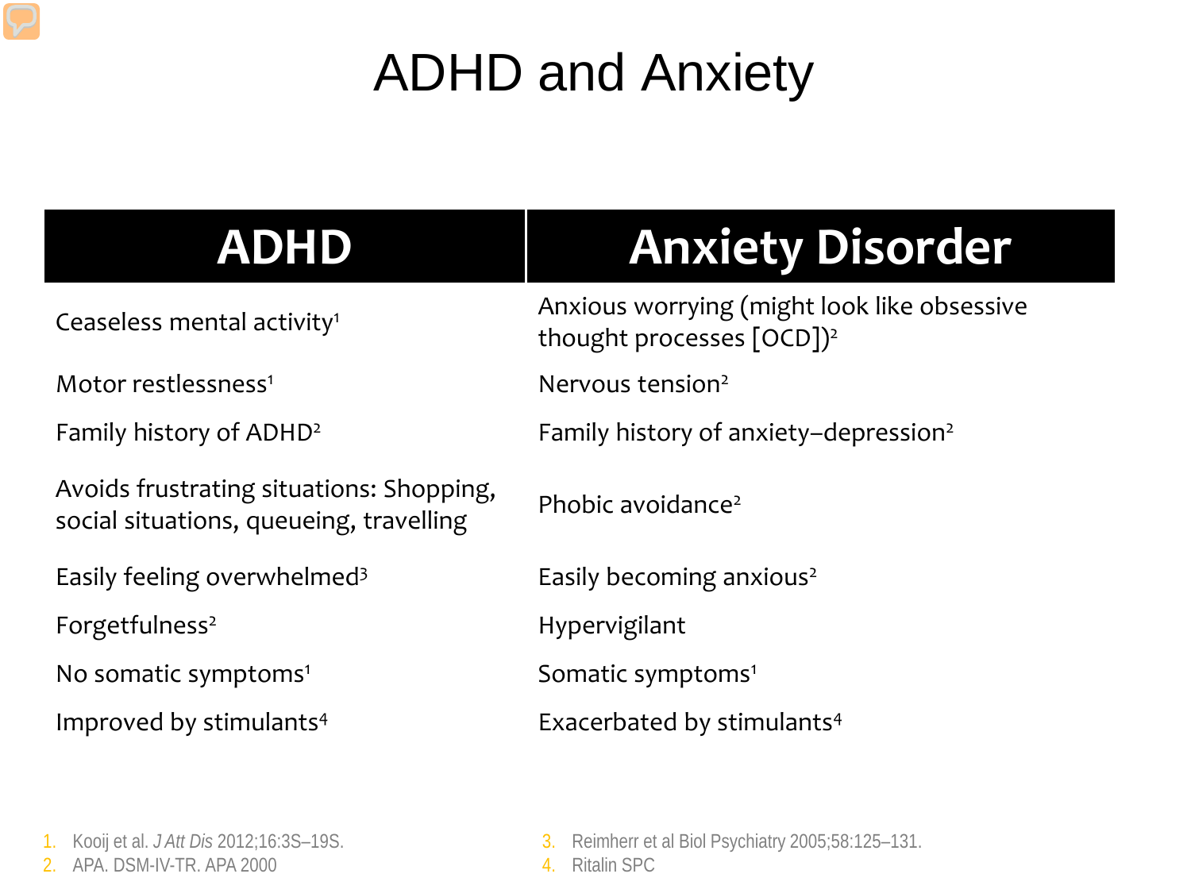# ADHD and Anxiety

| ADHD | Anxiety Disorder |
| --- | --- |
| Ceaseless mental activity[1] | Anxious worrying (might look like obsessive thought processes [OCD])[2] |
| Motor restlessness[1] | Nervous tension[2] |
| Family history of ADHD[2] | Family history of anxiety–depression[2] |
| Avoids frustrating situations: Shopping, social situations, queueing, travelling | Phobic avoidance[2] |
| Easily feeling overwhelmed[3] | Easily becoming anxious[2] |
| Forgetfulness[2] | Hypervigilant |
| No somatic symptoms[1] | Somatic symptoms[1] |
| Improved by stimulants[4] | Exacerbated by stimulants[4] |

1. Kooij et al. *J Att Dis* 2012;16:3S–19S.
2. APA. DSM-IV-TR. APA 2000
3. Reimherr et al Biol Psychiatry 2005;58:125–131.
4. Ritalin SPC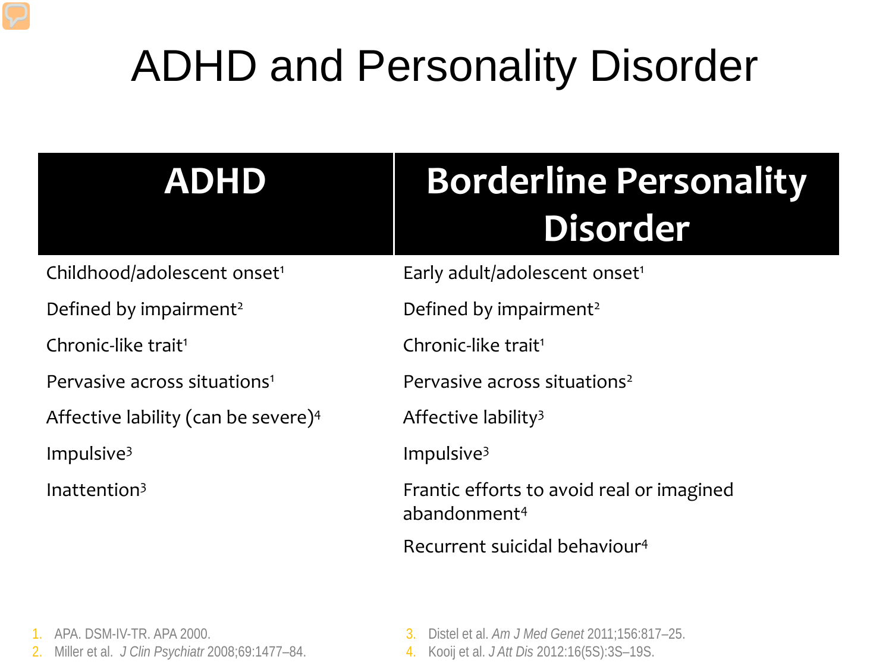# ADHD and Personality Disorder

| ADHD | Borderline Personality Disorder |
| --- | --- |
| Childhood/adolescent onset[1] | Early adult/adolescent onset[1] |
| Defined by impairment[2] | Defined by impairment[2] |
| Chronic-like trait[1] | Chronic-like trait[1] |
| Pervasive across situations[1] | Pervasive across situations[2] |
| Affective lability (can be severe)[4] | Affective lability[3] |
| Impulsive[3] | Impulsive[3] |
| Inattention[3] | Frantic efforts to avoid real or imagined abandonment[4] |
| | Recurrent suicidal behaviour[4] |

1. APA. DSM-IV-TR. APA 2000.
2. Miller et al. *J Clin Psychiatr* 2008;69:1477–84.
3. Distel et al. *Am J Med Genet* 2011;156:817–25.
4. Kooij et al. *J Att Dis* 2012:16(5S):3S–19S.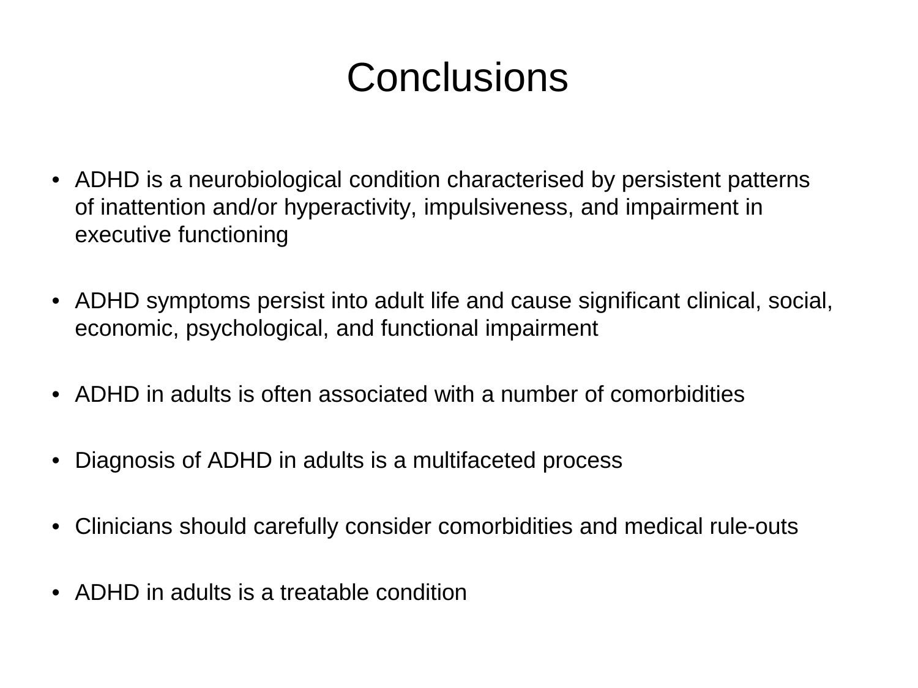# Conclusions

- ADHD is a neurobiological condition characterised by persistent patterns of inattention and/or hyperactivity, impulsiveness, and impairment in executive functioning
- ADHD symptoms persist into adult life and cause significant clinical, social, economic, psychological, and functional impairment
- ADHD in adults is often associated with a number of comorbidities
- Diagnosis of ADHD in adults is a multifaceted process
- Clinicians should carefully consider comorbidities and medical rule-outs
- ADHD in adults is a treatable condition